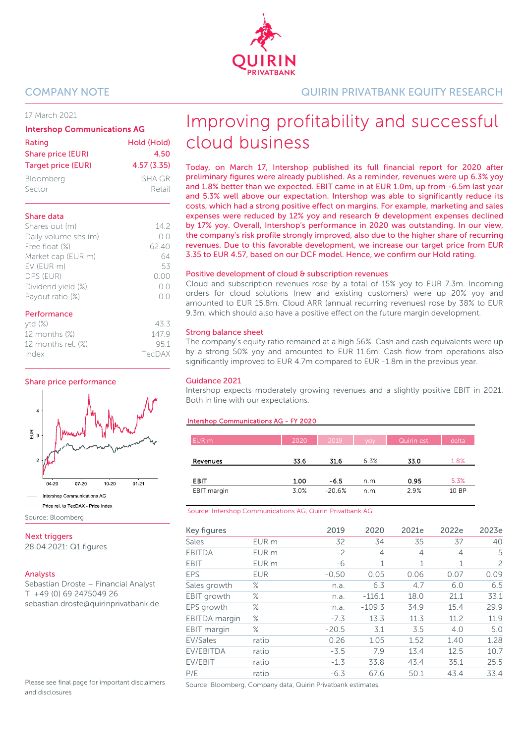COMPANY NOTE

QUIRIN PRIVATBANK EQUITY RESEARCH

17 March 2021

**Intershop Communications AG**

| Rating | Hold (Hold) |
|---|---|
| Share price (EUR) | 4.50 |
| Target price (EUR) | 4.57 (3.35) |
| Bloomberg | ISHA GR |
| Sector | Retail |

**Share data**

| | |
|---|---|
| Shares out (m) | 14.2 |
| Daily volume shs (m) | 0.0 |
| Free float (%) | 62.40 |
| Market cap (EUR m) | 64 |
| EV (EUR m) | 53 |
| DPS (EUR) | 0.00 |
| Dividend yield (%) | 0.0 |
| Payout ratio (%) | 0.0 |

**Performance**

| | |
|---|---|
| ytd (%) | 43.3 |
| 12 months (%) | 147.9 |
| 12 months rel. (%) | 95.1 |
| Index | TecDAX |

**Share price performance**

Intershop Communications AG
Price rel. to TecDAX - Price Index

Source: Bloomberg

**Next triggers**

28.04.2021: Q1 figures

**Analysts**

Sebastian Droste – Financial Analyst
T +49 (0) 69 2475049 26
sebastian.droste@quirinprivatbank.de

# Improving profitability and successful cloud business

**Today, on March 17, Intershop published its full financial report for 2020 after preliminary figures were already published. As a reminder, revenues were up 6.3% yoy and 1.8% better than we expected. EBIT came in at EUR 1.0m, up from -6.5m last year and 5.3% well above our expectation. Intershop was able to significantly reduce its costs, which had a strong positive effect on margins. For example, marketing and sales expenses were reduced by 12% yoy and research & development expenses declined by 17% yoy. Overall, Intershop's performance in 2020 was outstanding. In our view, the company's risk profile strongly improved, also due to the higher share of recurring revenues. Due to this favorable development, we increase our target price from EUR 3.35 to EUR 4.57, based on our DCF model. Hence, we confirm our Hold rating.**

### Positive development of cloud & subscription revenues

Cloud and subscription revenues rose by a total of 15% yoy to EUR 7.3m. Incoming orders for cloud solutions (new and existing customers) were up 20% yoy and amounted to EUR 15.8m. Cloud ARR (annual recurring revenues) rose by 38% to EUR 9.3m, which should also have a positive effect on the future margin development.

### Strong balance sheet

The company's equity ratio remained at a high 56%. Cash and cash equivalents were up by a strong 50% yoy and amounted to EUR 11.6m. Cash flow from operations also significantly improved to EUR 4.7m compared to EUR -1.8m in the previous year.

### Guidance 2021

Intershop expects moderately growing revenues and a slightly positive EBIT in 2021. Both in line with our expectations.

**Intershop Communications AG - FY 2020**

| EUR m | 2020 | 2019 | yoy | Quirin est. | delta |
|---|---|---|---|---|---|
| **Revenues** | **33.6** | **31.6** | 6.3% | **33.0** | 1.8% |
| **EBIT** | **1.00** | **-6.5** | n.m. | **0.95** | 5.3% |
| EBIT margin | 3.0% | -20.6% | n.m. | 2.9% | 10 BP |

Source: Intershop Communications AG, Quirin Privatbank AG

| Key figures | | 2019 | 2020 | 2021e | 2022e | 2023e |
|---|---|---|---|---|---|---|
| Sales | EUR m | 32 | 34 | 35 | 37 | 40 |
| EBITDA | EUR m | -2 | 4 | 4 | 4 | 5 |
| EBIT | EUR m | -6 | 1 | 1 | 1 | 2 |
| EPS | EUR | -0.50 | 0.05 | 0.06 | 0.07 | 0.09 |
| Sales growth | % | n.a. | 6.3 | 4.7 | 6.0 | 6.5 |
| EBIT growth | % | n.a. | -116.1 | 18.0 | 21.1 | 33.1 |
| EPS growth | % | n.a. | -109.3 | 34.9 | 15.4 | 29.9 |
| EBITDA margin | % | -7.3 | 13.3 | 11.3 | 11.2 | 11.9 |
| EBIT margin | % | -20.5 | 3.1 | 3.5 | 4.0 | 5.0 |
| EV/Sales | ratio | 0.26 | 1.05 | 1.52 | 1.40 | 1.28 |
| EV/EBITDA | ratio | -3.5 | 7.9 | 13.4 | 12.5 | 10.7 |
| EV/EBIT | ratio | -1.3 | 33.8 | 43.4 | 35.1 | 25.5 |
| P/E | ratio | -6.3 | 67.6 | 50.1 | 43.4 | 33.4 |

Source: Bloomberg, Company data, Quirin Privatbank estimates

Please see final page for important disclaimers and disclosures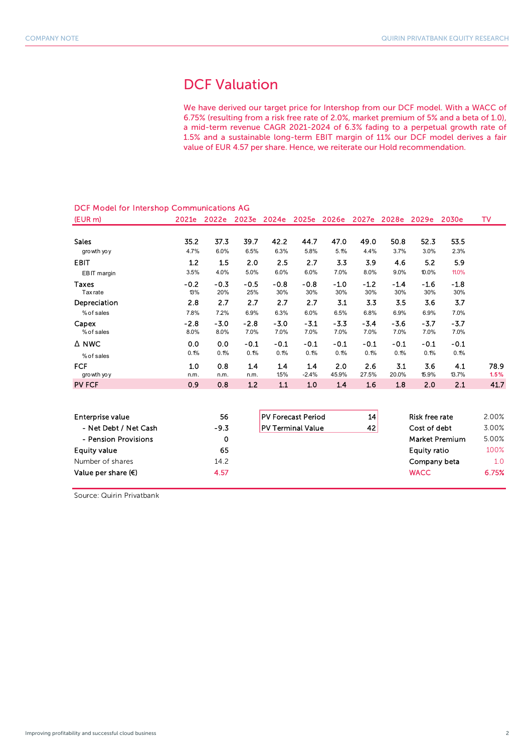# DCF Valuation

We have derived our target price for Intershop from our DCF model. With a WACC of 6.75% (resulting from a risk free rate of 2.0%, market premium of 5% and a beta of 1.0), a mid-term revenue CAGR 2021-2024 of 6.3% fading to a perpetual growth rate of 1.5% and a sustainable long-term EBIT margin of 11% our DCF model derives a fair value of EUR 4.57 per share. Hence, we reiterate our Hold recommendation.

## DCF Model for Intershop Communications AG

| (EUR m) | 2021e | 2022e | 2023e | 2024e | 2025e | 2026e | 2027e | 2028e | 2029e | 2030e | TV |
|---|---|---|---|---|---|---|---|---|---|---|---|
| Sales | 35.2 | 37.3 | 39.7 | 42.2 | 44.7 | 47.0 | 49.0 | 50.8 | 52.3 | 53.5 | |
| growth yoy | 4.7% | 6.0% | 6.5% | 6.3% | 5.8% | 5.1% | 4.4% | 3.7% | 3.0% | 2.3% | |
| EBIT | 1.2 | 1.5 | 2.0 | 2.5 | 2.7 | 3.3 | 3.9 | 4.6 | 5.2 | 5.9 | |
| EBIT margin | 3.5% | 4.0% | 5.0% | 6.0% | 6.0% | 7.0% | 8.0% | 9.0% | 10.0% | 11.0% | |
| Taxes | -0.2 | -0.3 | -0.5 | -0.8 | -0.8 | -1.0 | -1.2 | -1.4 | -1.6 | -1.8 | |
| Tax rate | 13% | 20% | 25% | 30% | 30% | 30% | 30% | 30% | 30% | 30% | |
| Depreciation | 2.8 | 2.7 | 2.7 | 2.7 | 2.7 | 3.1 | 3.3 | 3.5 | 3.6 | 3.7 | |
| % of sales | 7.8% | 7.2% | 6.9% | 6.3% | 6.0% | 6.5% | 6.8% | 6.9% | 6.9% | 7.0% | |
| Capex | -2.8 | -3.0 | -2.8 | -3.0 | -3.1 | -3.3 | -3.4 | -3.6 | -3.7 | -3.7 | |
| % of sales | 8.0% | 8.0% | 7.0% | 7.0% | 7.0% | 7.0% | 7.0% | 7.0% | 7.0% | 7.0% | |
| Δ NWC | 0.0 | 0.0 | -0.1 | -0.1 | -0.1 | -0.1 | -0.1 | -0.1 | -0.1 | -0.1 | |
| % of sales | 0.1% | 0.1% | 0.1% | 0.1% | 0.1% | 0.1% | 0.1% | 0.1% | 0.1% | 0.1% | |
| FCF | 1.0 | 0.8 | 1.4 | 1.4 | 1.4 | 2.0 | 2.6 | 3.1 | 3.6 | 4.1 | 78.9 |
| growth yoy | n.m. | n.m. | n.m. | 1.5% | -2.4% | 45.9% | 27.5% | 20.0% | 15.9% | 13.7% | 1.5% |
| PV FCF | 0.9 | 0.8 | 1.2 | 1.1 | 1.0 | 1.4 | 1.6 | 1.8 | 2.0 | 2.1 | 41.7 |

| | |
|---|---|
| Enterprise value | 56 |
| - Net Debt / Net Cash | -9.3 |
| - Pension Provisions | 0 |
| Equity value | 65 |
| Number of shares | 14.2 |
| Value per share (€) | 4.57 |

| | |
|---|---|
| PV Forecast Period | 14 |
| PV Terminal Value | 42 |

| | |
|---|---|
| Risk free rate | 2.00% |
| Cost of debt | 3.00% |
| Market Premium | 5.00% |
| Equity ratio | 100% |
| Company beta | 1.0 |
| WACC | 6.75% |

Source: Quirin Privatbank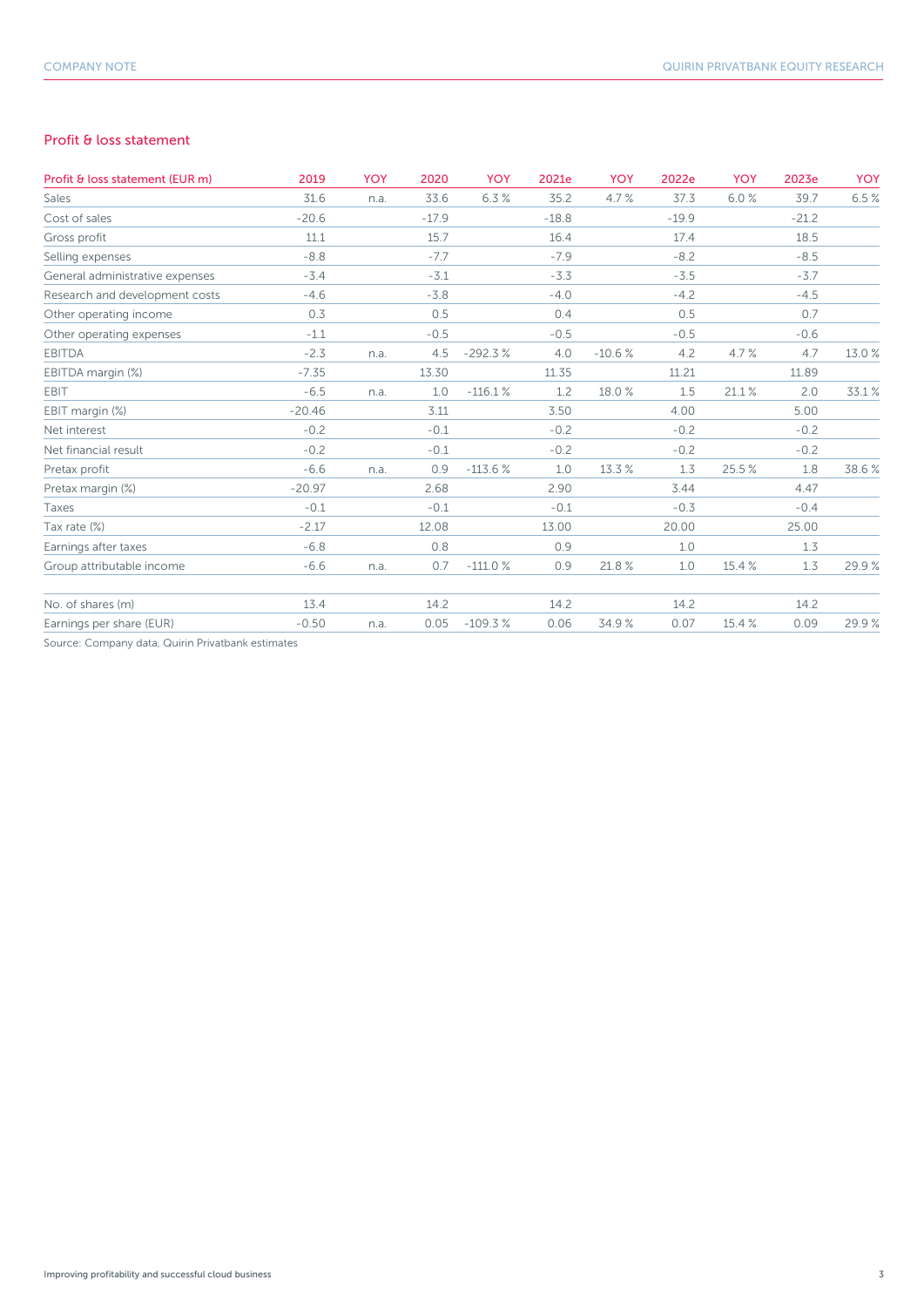## Profit & loss statement

| Profit & loss statement (EUR m) | 2019 | YOY | 2020 | YOY | 2021e | YOY | 2022e | YOY | 2023e | YOY |
|---|---|---|---|---|---|---|---|---|---|---|
| Sales | 31.6 | n.a. | 33.6 | 6.3 % | 35.2 | 4.7 % | 37.3 | 6.0 % | 39.7 | 6.5 % |
| Cost of sales | -20.6 | | -17.9 | | -18.8 | | -19.9 | | -21.2 | |
| Gross profit | 11.1 | | 15.7 | | 16.4 | | 17.4 | | 18.5 | |
| Selling expenses | -8.8 | | -7.7 | | -7.9 | | -8.2 | | -8.5 | |
| General administrative expenses | -3.4 | | -3.1 | | -3.3 | | -3.5 | | -3.7 | |
| Research and development costs | -4.6 | | -3.8 | | -4.0 | | -4.2 | | -4.5 | |
| Other operating income | 0.3 | | 0.5 | | 0.4 | | 0.5 | | 0.7 | |
| Other operating expenses | -1.1 | | -0.5 | | -0.5 | | -0.5 | | -0.6 | |
| EBITDA | -2.3 | n.a. | 4.5 | -292.3 % | 4.0 | -10.6 % | 4.2 | 4.7 % | 4.7 | 13.0 % |
| EBITDA margin (%) | -7.35 | | 13.30 | | 11.35 | | 11.21 | | 11.89 | |
| EBIT | -6.5 | n.a. | 1.0 | -116.1 % | 1.2 | 18.0 % | 1.5 | 21.1 % | 2.0 | 33.1 % |
| EBIT margin (%) | -20.46 | | 3.11 | | 3.50 | | 4.00 | | 5.00 | |
| Net interest | -0.2 | | -0.1 | | -0.2 | | -0.2 | | -0.2 | |
| Net financial result | -0.2 | | -0.1 | | -0.2 | | -0.2 | | -0.2 | |
| Pretax profit | -6.6 | n.a. | 0.9 | -113.6 % | 1.0 | 13.3 % | 1.3 | 25.5 % | 1.8 | 38.6 % |
| Pretax margin (%) | -20.97 | | 2.68 | | 2.90 | | 3.44 | | 4.47 | |
| Taxes | -0.1 | | -0.1 | | -0.1 | | -0.3 | | -0.4 | |
| Tax rate (%) | -2.17 | | 12.08 | | 13.00 | | 20.00 | | 25.00 | |
| Earnings after taxes | -6.8 | | 0.8 | | 0.9 | | 1.0 | | 1.3 | |
| Group attributable income | -6.6 | n.a. | 0.7 | -111.0 % | 0.9 | 21.8 % | 1.0 | 15.4 % | 1.3 | 29.9 % |
| | | | | | | | | | | |
| No. of shares (m) | 13.4 | | 14.2 | | 14.2 | | 14.2 | | 14.2 | |
| Earnings per share (EUR) | -0.50 | n.a. | 0.05 | -109.3 % | 0.06 | 34.9 % | 0.07 | 15.4 % | 0.09 | 29.9 % |

Source: Company data, Quirin Privatbank estimates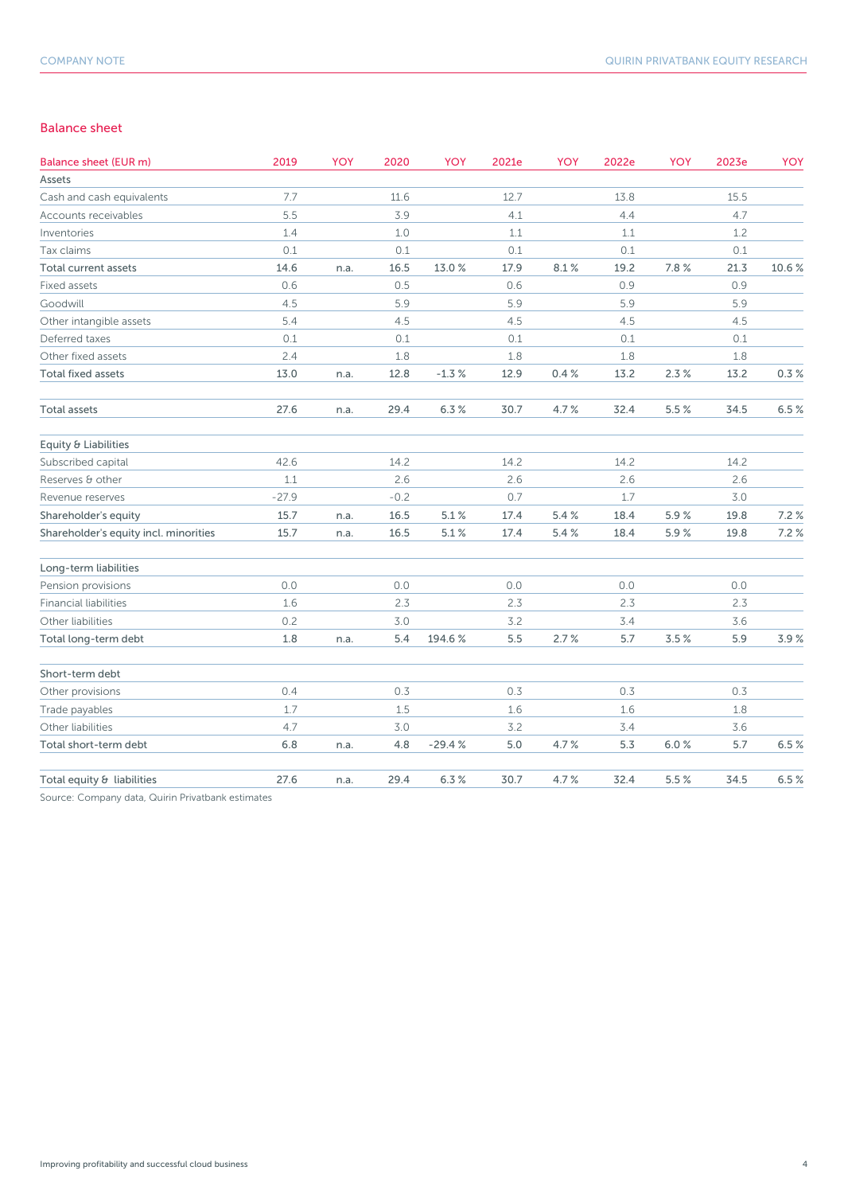## Balance sheet

| Balance sheet (EUR m) | 2019 | YOY | 2020 | YOY | 2021e | YOY | 2022e | YOY | 2023e | YOY |
|---|---|---|---|---|---|---|---|---|---|---|
| Assets | | | | | | | | | | |
| Cash and cash equivalents | 7.7 | | 11.6 | | 12.7 | | 13.8 | | 15.5 | |
| Accounts receivables | 5.5 | | 3.9 | | 4.1 | | 4.4 | | 4.7 | |
| Inventories | 1.4 | | 1.0 | | 1.1 | | 1.1 | | 1.2 | |
| Tax claims | 0.1 | | 0.1 | | 0.1 | | 0.1 | | 0.1 | |
| Total current assets | 14.6 | n.a. | 16.5 | 13.0 % | 17.9 | 8.1 % | 19.2 | 7.8 % | 21.3 | 10.6 % |
| Fixed assets | 0.6 | | 0.5 | | 0.6 | | 0.9 | | 0.9 | |
| Goodwill | 4.5 | | 5.9 | | 5.9 | | 5.9 | | 5.9 | |
| Other intangible assets | 5.4 | | 4.5 | | 4.5 | | 4.5 | | 4.5 | |
| Deferred taxes | 0.1 | | 0.1 | | 0.1 | | 0.1 | | 0.1 | |
| Other fixed assets | 2.4 | | 1.8 | | 1.8 | | 1.8 | | 1.8 | |
| Total fixed assets | 13.0 | n.a. | 12.8 | -1.3 % | 12.9 | 0.4 % | 13.2 | 2.3 % | 13.2 | 0.3 % |
| | | | | | | | | | | |
| Total assets | 27.6 | n.a. | 29.4 | 6.3 % | 30.7 | 4.7 % | 32.4 | 5.5 % | 34.5 | 6.5 % |
| | | | | | | | | | | |
| Equity & Liabilities | | | | | | | | | | |
| Subscribed capital | 42.6 | | 14.2 | | 14.2 | | 14.2 | | 14.2 | |
| Reserves & other | 1.1 | | 2.6 | | 2.6 | | 2.6 | | 2.6 | |
| Revenue reserves | -27.9 | | -0.2 | | 0.7 | | 1.7 | | 3.0 | |
| Shareholder's equity | 15.7 | n.a. | 16.5 | 5.1 % | 17.4 | 5.4 % | 18.4 | 5.9 % | 19.8 | 7.2 % |
| Shareholder's equity incl. minorities | 15.7 | n.a. | 16.5 | 5.1 % | 17.4 | 5.4 % | 18.4 | 5.9 % | 19.8 | 7.2 % |
| | | | | | | | | | | |
| Long-term liabilities | | | | | | | | | | |
| Pension provisions | 0.0 | | 0.0 | | 0.0 | | 0.0 | | 0.0 | |
| Financial liabilities | 1.6 | | 2.3 | | 2.3 | | 2.3 | | 2.3 | |
| Other liabilities | 0.2 | | 3.0 | | 3.2 | | 3.4 | | 3.6 | |
| Total long-term debt | 1.8 | n.a. | 5.4 | 194.6 % | 5.5 | 2.7 % | 5.7 | 3.5 % | 5.9 | 3.9 % |
| | | | | | | | | | | |
| Short-term debt | | | | | | | | | | |
| Other provisions | 0.4 | | 0.3 | | 0.3 | | 0.3 | | 0.3 | |
| Trade payables | 1.7 | | 1.5 | | 1.6 | | 1.6 | | 1.8 | |
| Other liabilities | 4.7 | | 3.0 | | 3.2 | | 3.4 | | 3.6 | |
| Total short-term debt | 6.8 | n.a. | 4.8 | -29.4 % | 5.0 | 4.7 % | 5.3 | 6.0 % | 5.7 | 6.5 % |
| | | | | | | | | | | |
| Total equity & liabilities | 27.6 | n.a. | 29.4 | 6.3 % | 30.7 | 4.7 % | 32.4 | 5.5 % | 34.5 | 6.5 % |

Source: Company data, Quirin Privatbank estimates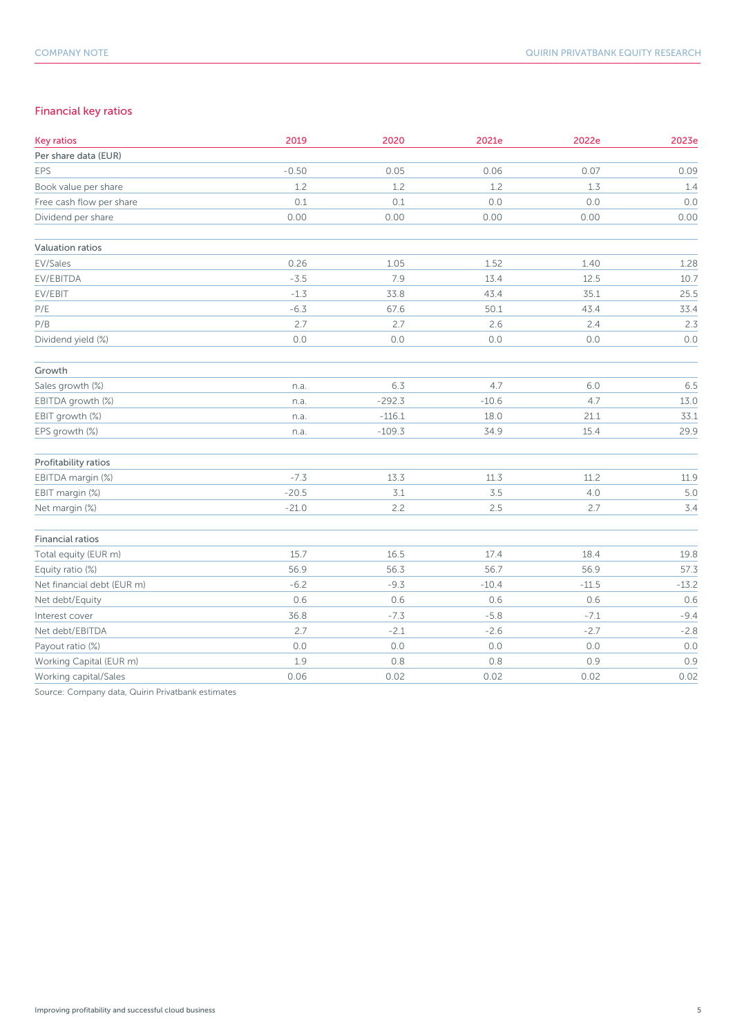## Financial key ratios

| Key ratios | 2019 | 2020 | 2021e | 2022e | 2023e |
|---|---|---|---|---|---|
| **Per share data (EUR)** | | | | | |
| EPS | -0.50 | 0.05 | 0.06 | 0.07 | 0.09 |
| Book value per share | 1.2 | 1.2 | 1.2 | 1.3 | 1.4 |
| Free cash flow per share | 0.1 | 0.1 | 0.0 | 0.0 | 0.0 |
| Dividend per share | 0.00 | 0.00 | 0.00 | 0.00 | 0.00 |
| | | | | | |
| **Valuation ratios** | | | | | |
| EV/Sales | 0.26 | 1.05 | 1.52 | 1.40 | 1.28 |
| EV/EBITDA | -3.5 | 7.9 | 13.4 | 12.5 | 10.7 |
| EV/EBIT | -1.3 | 33.8 | 43.4 | 35.1 | 25.5 |
| P/E | -6.3 | 67.6 | 50.1 | 43.4 | 33.4 |
| P/B | 2.7 | 2.7 | 2.6 | 2.4 | 2.3 |
| Dividend yield (%) | 0.0 | 0.0 | 0.0 | 0.0 | 0.0 |
| | | | | | |
| **Growth** | | | | | |
| Sales growth (%) | n.a. | 6.3 | 4.7 | 6.0 | 6.5 |
| EBITDA growth (%) | n.a. | -292.3 | -10.6 | 4.7 | 13.0 |
| EBIT growth (%) | n.a. | -116.1 | 18.0 | 21.1 | 33.1 |
| EPS growth (%) | n.a. | -109.3 | 34.9 | 15.4 | 29.9 |
| | | | | | |
| **Profitability ratios** | | | | | |
| EBITDA margin (%) | -7.3 | 13.3 | 11.3 | 11.2 | 11.9 |
| EBIT margin (%) | -20.5 | 3.1 | 3.5 | 4.0 | 5.0 |
| Net margin (%) | -21.0 | 2.2 | 2.5 | 2.7 | 3.4 |
| | | | | | |
| **Financial ratios** | | | | | |
| Total equity (EUR m) | 15.7 | 16.5 | 17.4 | 18.4 | 19.8 |
| Equity ratio (%) | 56.9 | 56.3 | 56.7 | 56.9 | 57.3 |
| Net financial debt (EUR m) | -6.2 | -9.3 | -10.4 | -11.5 | -13.2 |
| Net debt/Equity | 0.6 | 0.6 | 0.6 | 0.6 | 0.6 |
| Interest cover | 36.8 | -7.3 | -5.8 | -7.1 | -9.4 |
| Net debt/EBITDA | 2.7 | -2.1 | -2.6 | -2.7 | -2.8 |
| Payout ratio (%) | 0.0 | 0.0 | 0.0 | 0.0 | 0.0 |
| Working Capital (EUR m) | 1.9 | 0.8 | 0.8 | 0.9 | 0.9 |
| Working capital/Sales | 0.06 | 0.02 | 0.02 | 0.02 | 0.02 |

Source: Company data, Quirin Privatbank estimates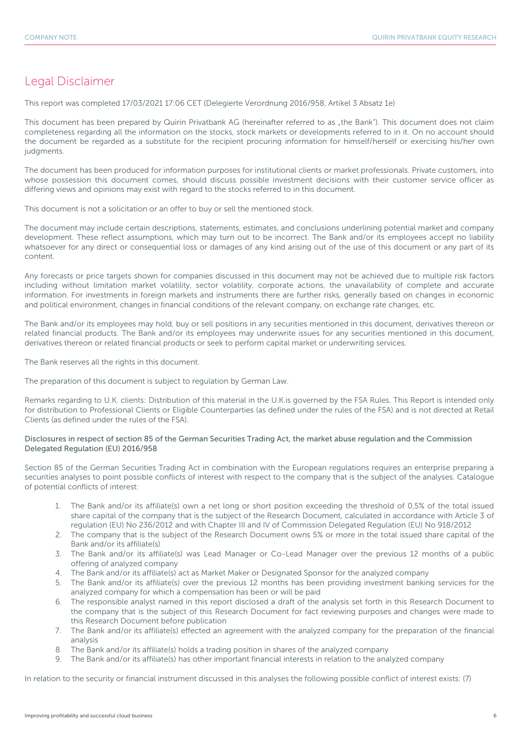# Legal Disclaimer

This report was completed 17/03/2021 17:06 CET (Delegierte Verordnung 2016/958, Artikel 3 Absatz 1e)

This document has been prepared by Quirin Privatbank AG (hereinafter referred to as „the Bank"). This document does not claim completeness regarding all the information on the stocks, stock markets or developments referred to in it. On no account should the document be regarded as a substitute for the recipient procuring information for himself/herself or exercising his/her own judgments.

The document has been produced for information purposes for institutional clients or market professionals. Private customers, into whose possession this document comes, should discuss possible investment decisions with their customer service officer as differing views and opinions may exist with regard to the stocks referred to in this document.

This document is not a solicitation or an offer to buy or sell the mentioned stock.

The document may include certain descriptions, statements, estimates, and conclusions underlining potential market and company development. These reflect assumptions, which may turn out to be incorrect. The Bank and/or its employees accept no liability whatsoever for any direct or consequential loss or damages of any kind arising out of the use of this document or any part of its content.

Any forecasts or price targets shown for companies discussed in this document may not be achieved due to multiple risk factors including without limitation market volatility, sector volatility, corporate actions, the unavailability of complete and accurate information. For investments in foreign markets and instruments there are further risks, generally based on changes in economic and political environment, changes in financial conditions of the relevant company, on exchange rate changes, etc.

The Bank and/or its employees may hold, buy or sell positions in any securities mentioned in this document, derivatives thereon or related financial products. The Bank and/or its employees may underwrite issues for any securities mentioned in this document, derivatives thereon or related financial products or seek to perform capital market or underwriting services.

The Bank reserves all the rights in this document.

The preparation of this document is subject to regulation by German Law.

Remarks regarding to U.K. clients: Distribution of this material in the U.K.is governed by the FSA Rules. This Report is intended only for distribution to Professional Clients or Eligible Counterparties (as defined under the rules of the FSA) and is not directed at Retail Clients (as defined under the rules of the FSA).

Disclosures in respect of section 85 of the German Securities Trading Act, the market abuse regulation and the Commission Delegated Regulation (EU) 2016/958

Section 85 of the German Securities Trading Act in combination with the European regulations requires an enterprise preparing a securities analyses to point possible conflicts of interest with respect to the company that is the subject of the analyses. Catalogue of potential conflicts of interest:

1. The Bank and/or its affiliate(s) own a net long or short position exceeding the threshold of 0,5% of the total issued share capital of the company that is the subject of the Research Document, calculated in accordance with Article 3 of regulation (EU) No 236/2012 and with Chapter III and IV of Commission Delegated Regulation (EU) No 918/2012
2. The company that is the subject of the Research Document owns 5% or more in the total issued share capital of the Bank and/or its affiliate(s)
3. The Bank and/or its affiliate(s) was Lead Manager or Co-Lead Manager over the previous 12 months of a public offering of analyzed company
4. The Bank and/or its affiliate(s) act as Market Maker or Designated Sponsor for the analyzed company
5. The Bank and/or its affiliate(s) over the previous 12 months has been providing investment banking services for the analyzed company for which a compensation has been or will be paid
6. The responsible analyst named in this report disclosed a draft of the analysis set forth in this Research Document to the company that is the subject of this Research Document for fact reviewing purposes and changes were made to this Research Document before publication
7. The Bank and/or its affiliate(s) effected an agreement with the analyzed company for the preparation of the financial analysis
8. The Bank and/or its affiliate(s) holds a trading position in shares of the analyzed company
9. The Bank and/or its affiliate(s) has other important financial interests in relation to the analyzed company

In relation to the security or financial instrument discussed in this analyses the following possible conflict of interest exists: (7)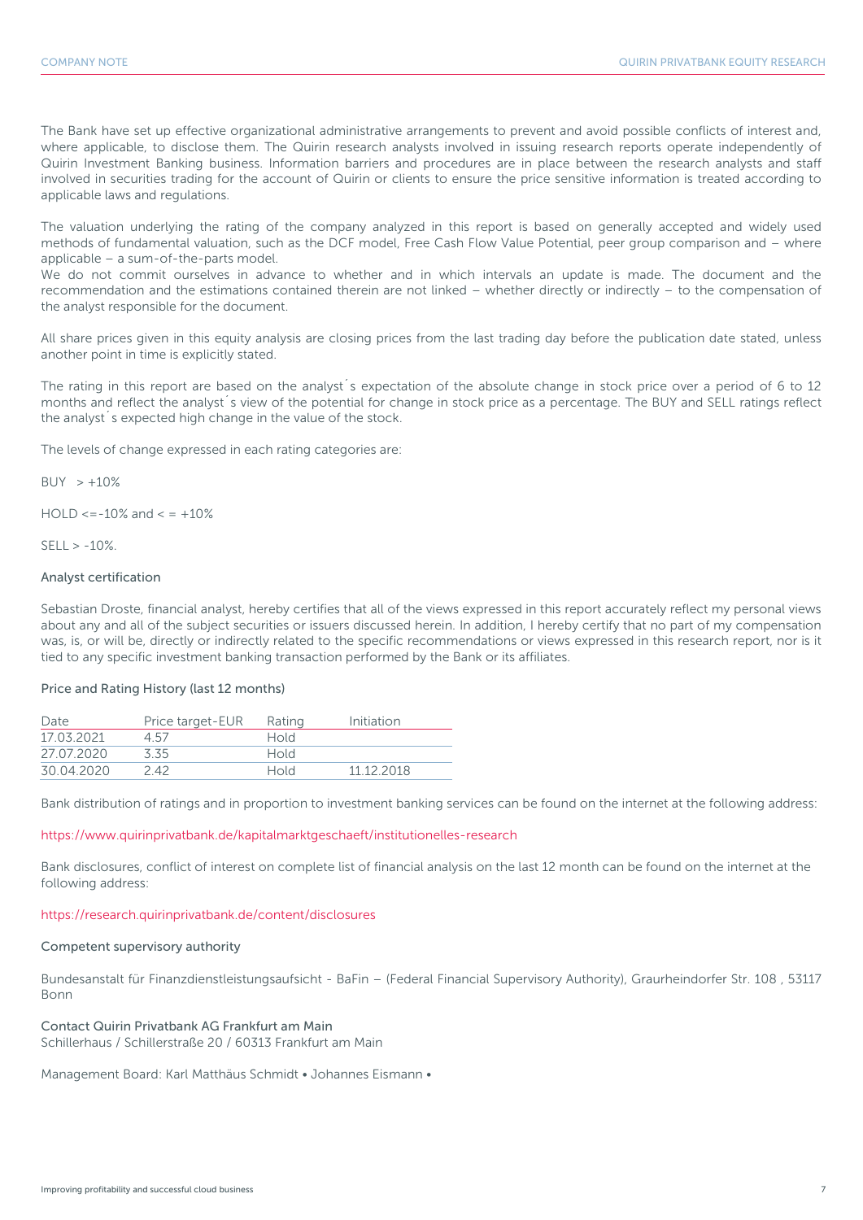The Bank have set up effective organizational administrative arrangements to prevent and avoid possible conflicts of interest and, where applicable, to disclose them. The Quirin research analysts involved in issuing research reports operate independently of Quirin Investment Banking business. Information barriers and procedures are in place between the research analysts and staff involved in securities trading for the account of Quirin or clients to ensure the price sensitive information is treated according to applicable laws and regulations.

The valuation underlying the rating of the company analyzed in this report is based on generally accepted and widely used methods of fundamental valuation, such as the DCF model, Free Cash Flow Value Potential, peer group comparison and – where applicable – a sum-of-the-parts model.
We do not commit ourselves in advance to whether and in which intervals an update is made. The document and the recommendation and the estimations contained therein are not linked – whether directly or indirectly – to the compensation of the analyst responsible for the document.

All share prices given in this equity analysis are closing prices from the last trading day before the publication date stated, unless another point in time is explicitly stated.

The rating in this report are based on the analyst´s expectation of the absolute change in stock price over a period of 6 to 12 months and reflect the analyst´s view of the potential for change in stock price as a percentage. The BUY and SELL ratings reflect the analyst´s expected high change in the value of the stock.

The levels of change expressed in each rating categories are:

BUY > +10%

HOLD <=-10% and < = +10%

SELL > -10%.

### Analyst certification

Sebastian Droste, financial analyst, hereby certifies that all of the views expressed in this report accurately reflect my personal views about any and all of the subject securities or issuers discussed herein. In addition, I hereby certify that no part of my compensation was, is, or will be, directly or indirectly related to the specific recommendations or views expressed in this research report, nor is it tied to any specific investment banking transaction performed by the Bank or its affiliates.

### Price and Rating History (last 12 months)

| Date | Price target-EUR | Rating | Initiation |
|---|---|---|---|
| 17.03.2021 | 4.57 | Hold | |
| 27.07.2020 | 3.35 | Hold | |
| 30.04.2020 | 2.42 | Hold | 11.12.2018 |

Bank distribution of ratings and in proportion to investment banking services can be found on the internet at the following address:

https://www.quirinprivatbank.de/kapitalmarktgeschaeft/institutionelles-research

Bank disclosures, conflict of interest on complete list of financial analysis on the last 12 month can be found on the internet at the following address:

https://research.quirinprivatbank.de/content/disclosures

### Competent supervisory authority

Bundesanstalt für Finanzdienstleistungsaufsicht - BaFin – (Federal Financial Supervisory Authority), Graurheindorfer Str. 108 , 53117 Bonn

### Contact Quirin Privatbank AG Frankfurt am Main

Schillerhaus / Schillerstraße 20 / 60313 Frankfurt am Main

Management Board: Karl Matthäus Schmidt • Johannes Eismann •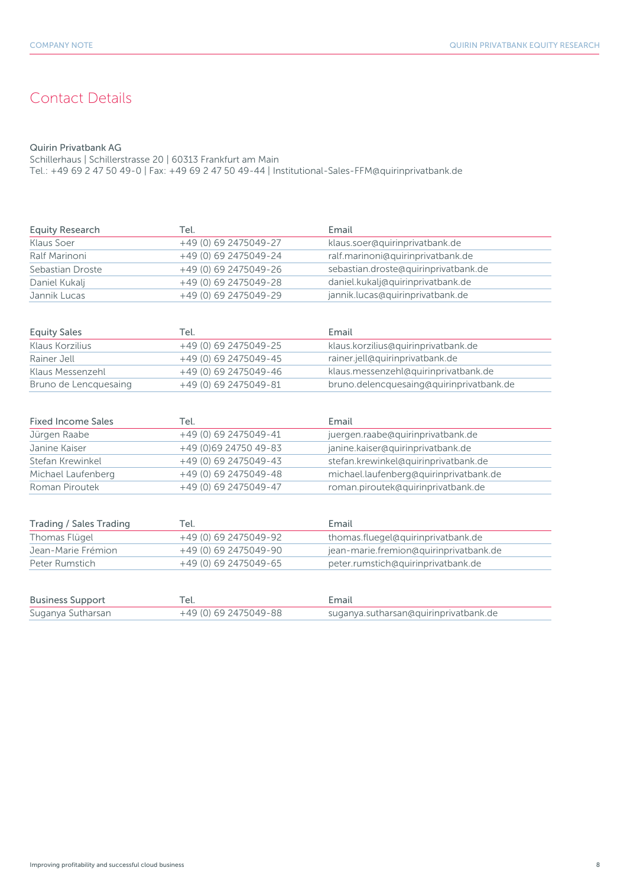# Contact Details

Quirin Privatbank AG
Schillerhaus | Schillerstrasse 20 | 60313 Frankfurt am Main
Tel.: +49 69 2 47 50 49-0 | Fax: +49 69 2 47 50 49-44 | Institutional-Sales-FFM@quirinprivatbank.de

| Equity Research | Tel. | Email |
|---|---|---|
| Klaus Soer | +49 (0) 69 2475049-27 | klaus.soer@quirinprivatbank.de |
| Ralf Marinoni | +49 (0) 69 2475049-24 | ralf.marinoni@quirinprivatbank.de |
| Sebastian Droste | +49 (0) 69 2475049-26 | sebastian.droste@quirinprivatbank.de |
| Daniel Kukalj | +49 (0) 69 2475049-28 | daniel.kukalj@quirinprivatbank.de |
| Jannik Lucas | +49 (0) 69 2475049-29 | jannik.lucas@quirinprivatbank.de |

| Equity Sales | Tel. | Email |
|---|---|---|
| Klaus Korzilius | +49 (0) 69 2475049-25 | klaus.korzilius@quirinprivatbank.de |
| Rainer Jell | +49 (0) 69 2475049-45 | rainer.jell@quirinprivatbank.de |
| Klaus Messenzehl | +49 (0) 69 2475049-46 | klaus.messenzehl@quirinprivatbank.de |
| Bruno de Lencquesaing | +49 (0) 69 2475049-81 | bruno.delencquesaing@quirinprivatbank.de |

| Fixed Income Sales | Tel. | Email |
|---|---|---|
| Jürgen Raabe | +49 (0) 69 2475049-41 | juergen.raabe@quirinprivatbank.de |
| Janine Kaiser | +49 (0)69 24750 49-83 | janine.kaiser@quirinprivatbank.de |
| Stefan Krewinkel | +49 (0) 69 2475049-43 | stefan.krewinkel@quirinprivatbank.de |
| Michael Laufenberg | +49 (0) 69 2475049-48 | michael.laufenberg@quirinprivatbank.de |
| Roman Piroutek | +49 (0) 69 2475049-47 | roman.piroutek@quirinprivatbank.de |

| Trading / Sales Trading | Tel. | Email |
|---|---|---|
| Thomas Flügel | +49 (0) 69 2475049-92 | thomas.fluegel@quirinprivatbank.de |
| Jean-Marie Frémion | +49 (0) 69 2475049-90 | jean-marie.fremion@quirinprivatbank.de |
| Peter Rumstich | +49 (0) 69 2475049-65 | peter.rumstich@quirinprivatbank.de |

| Business Support | Tel. | Email |
|---|---|---|
| Suganya Sutharsan | +49 (0) 69 2475049-88 | suganya.sutharsan@quirinprivatbank.de |